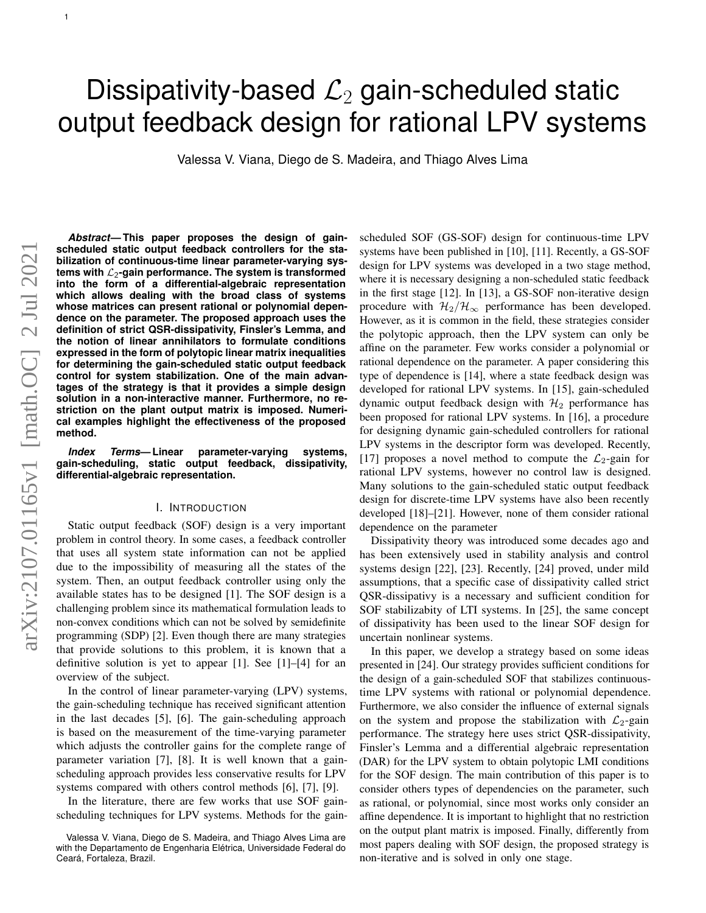# Dissipativity-based $\mathcal{L}_2$ gain-scheduled static output feedback design for rational LPV systems

Valessa V. Viana, Diego de S. Madeira, and Thiago Alves Lima

***Abstract*— This paper proposes the design of gain-scheduled static output feedback controllers for the stabilization of continuous-time linear parameter-varying systems with $\mathcal{L}_2$-gain performance. The system is transformed into the form of a differential-algebraic representation which allows dealing with the broad class of systems whose matrices can present rational or polynomial dependence on the parameter. The proposed approach uses the definition of strict QSR-dissipativity, Finsler's Lemma, and the notion of linear annihilators to formulate conditions expressed in the form of polytopic linear matrix inequalities for determining the gain-scheduled static output feedback control for system stabilization. One of the main advantages of the strategy is that it provides a simple design solution in a non-interactive manner. Furthermore, no restriction on the plant output matrix is imposed. Numerical examples highlight the effectiveness of the proposed method.**

***Index Terms*— Linear parameter-varying systems, gain-scheduling, static output feedback, dissipativity, differential-algebraic representation.**

## I. Introduction

Static output feedback (SOF) design is a very important problem in control theory. In some cases, a feedback controller that uses all system state information can not be applied due to the impossibility of measuring all the states of the system. Then, an output feedback controller using only the available states has to be designed [1]. The SOF design is a challenging problem since its mathematical formulation leads to non-convex conditions which can not be solved by semidefinite programming (SDP) [2]. Even though there are many strategies that provide solutions to this problem, it is known that a definitive solution is yet to appear [1]. See [1]–[4] for an overview of the subject.

In the control of linear parameter-varying (LPV) systems, the gain-scheduling technique has received significant attention in the last decades [5], [6]. The gain-scheduling approach is based on the measurement of the time-varying parameter which adjusts the controller gains for the complete range of parameter variation [7], [8]. It is well known that a gain-scheduling approach provides less conservative results for LPV systems compared with others control methods [6], [7], [9].

In the literature, there are few works that use SOF gain-scheduling techniques for LPV systems. Methods for the gain-scheduled SOF (GS-SOF) design for continuous-time LPV systems have been published in [10], [11]. Recently, a GS-SOF design for LPV systems was developed in a two stage method, where it is necessary designing a non-scheduled static feedback in the first stage [12]. In [13], a GS-SOF non-iterative design procedure with $\mathcal{H}_2/\mathcal{H}_\infty$ performance has been developed. However, as it is common in the field, these strategies consider the polytopic approach, then the LPV system can only be affine on the parameter. Few works consider a polynomial or rational dependence on the parameter. A paper considering this type of dependence is [14], where a state feedback design was developed for rational LPV systems. In [15], gain-scheduled dynamic output feedback design with $\mathcal{H}_2$ performance has been proposed for rational LPV systems. In [16], a procedure for designing dynamic gain-scheduled controllers for rational LPV systems in the descriptor form was developed. Recently, [17] proposes a novel method to compute the $\mathcal{L}_2$-gain for rational LPV systems, however no control law is designed. Many solutions to the gain-scheduled static output feedback design for discrete-time LPV systems have also been recently developed [18]–[21]. However, none of them consider rational dependence on the parameter

Dissipativity theory was introduced some decades ago and has been extensively used in stability analysis and control systems design [22], [23]. Recently, [24] proved, under mild assumptions, that a specific case of dissipativity called strict QSR-dissipativy is a necessary and sufficient condition for SOF stabilizabity of LTI systems. In [25], the same concept of dissipativity has been used to the linear SOF design for uncertain nonlinear systems.

In this paper, we develop a strategy based on some ideas presented in [24]. Our strategy provides sufficient conditions for the design of a gain-scheduled SOF that stabilizes continuous-time LPV systems with rational or polynomial dependence. Furthermore, we also consider the influence of external signals on the system and propose the stabilization with $\mathcal{L}_2$-gain performance. The strategy here uses strict QSR-dissipativity, Finsler's Lemma and a differential algebraic representation (DAR) for the LPV system to obtain polytopic LMI conditions for the SOF design. The main contribution of this paper is to consider others types of dependencies on the parameter, such as rational, or polynomial, since most works only consider an affine dependence. It is important to highlight that no restriction on the output plant matrix is imposed. Finally, differently from most papers dealing with SOF design, the proposed strategy is non-iterative and is solved in only one stage.

Valessa V. Viana, Diego de S. Madeira, and Thiago Alves Lima are with the Departamento de Engenharia Elétrica, Universidade Federal do Ceará, Fortaleza, Brazil.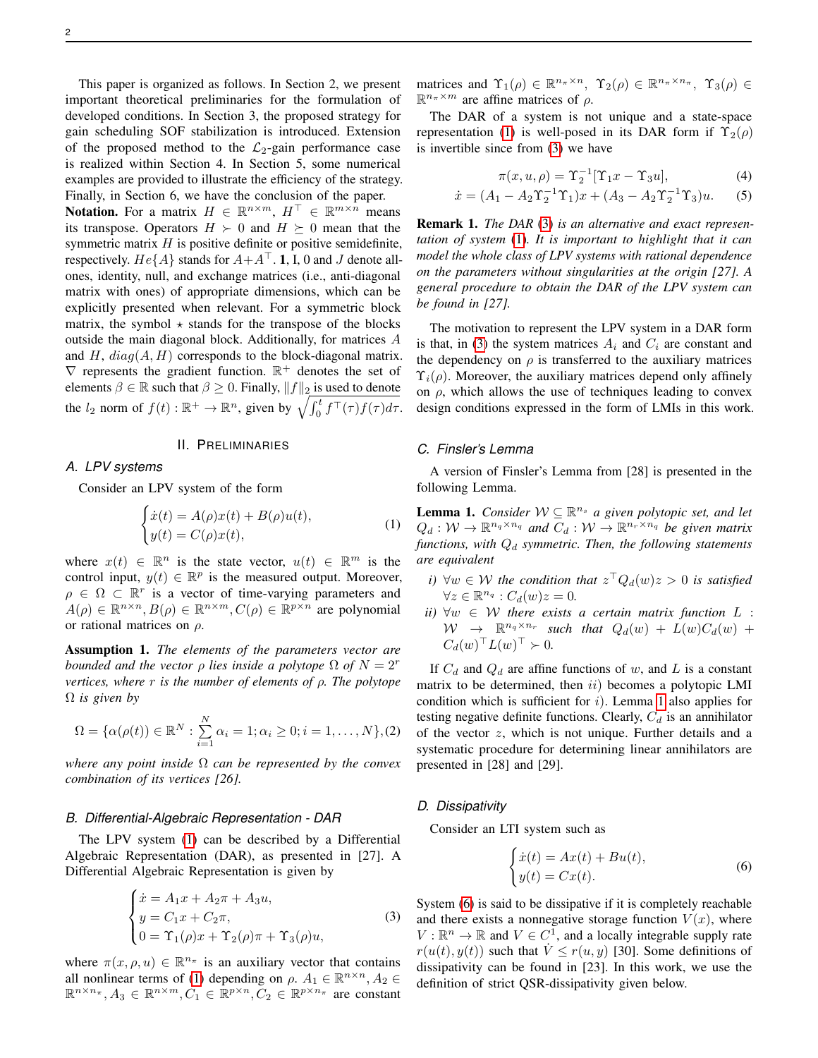This paper is organized as follows. In Section 2, we present important theoretical preliminaries for the formulation of developed conditions. In Section 3, the proposed strategy for gain scheduling SOF stabilization is introduced. Extension of the proposed method to the $\mathcal{L}_2$-gain performance case is realized within Section 4. In Section 5, some numerical examples are provided to illustrate the efficiency of the strategy. Finally, in Section 6, we have the conclusion of the paper.

**Notation.** For a matrix $H \in \mathbb{R}^{n\times m}$, $H^\top \in \mathbb{R}^{m\times n}$ means its transpose. Operators $H \succ 0$ and $H \succeq 0$ mean that the symmetric matrix $H$ is positive definite or positive semidefinite, respectively. $He\{A\}$ stands for $A + A^\top$. $\mathbf{1}$, I, 0 and $J$ denote all-ones, identity, null, and exchange matrices (i.e., anti-diagonal matrix with ones) of appropriate dimensions, which can be explicitly presented when relevant. For a symmetric block matrix, the symbol $\star$ stands for the transpose of the blocks outside the main diagonal block. Additionally, for matrices $A$ and $H$, $diag(A, H)$ corresponds to the block-diagonal matrix. $\nabla$ represents the gradient function. $\mathbb{R}^+$ denotes the set of elements $\beta \in \mathbb{R}$ such that $\beta \geq 0$. Finally, $\|f\|_2$ is used to denote the $l_2$ norm of $f(t) : \mathbb{R}^+ \to \mathbb{R}^n$, given by $\sqrt{\int_0^t f^\top(\tau)f(\tau)d\tau}$.

## II. Preliminaries

### A. LPV systems

Consider an LPV system of the form

$$\begin{cases} \dot{x}(t) = A(\rho)x(t) + B(\rho)u(t), \\ y(t) = C(\rho)x(t), \end{cases} \tag{1}$$

where $x(t) \in \mathbb{R}^n$ is the state vector, $u(t) \in \mathbb{R}^m$ is the control input, $y(t) \in \mathbb{R}^p$ is the measured output. Moreover, $\rho \in \Omega \subset \mathbb{R}^r$ is a vector of time-varying parameters and $A(\rho) \in \mathbb{R}^{n\times n}, B(\rho) \in \mathbb{R}^{n\times m}, C(\rho) \in \mathbb{R}^{p\times n}$ are polynomial or rational matrices on $\rho$.

**Assumption 1.** *The elements of the parameters vector are bounded and the vector $\rho$ lies inside a polytope $\Omega$ of $N = 2^r$ vertices, where $r$ is the number of elements of $\rho$. The polytope $\Omega$ is given by*

$$\Omega = \{\alpha(\rho(t)) \in \mathbb{R}^N : \sum_{i=1}^{N} \alpha_i = 1; \alpha_i \geq 0; i = 1, \ldots, N\}, \tag{2}$$

*where any point inside $\Omega$ can be represented by the convex combination of its vertices [26].*

### B. Differential-Algebraic Representation - DAR

The LPV system (1) can be described by a Differential Algebraic Representation (DAR), as presented in [27]. A Differential Algebraic Representation is given by

$$\begin{cases} \dot{x} = A_1 x + A_2 \pi + A_3 u, \\ y = C_1 x + C_2 \pi, \\ 0 = \Upsilon_1(\rho)x + \Upsilon_2(\rho)\pi + \Upsilon_3(\rho)u, \end{cases} \tag{3}$$

where $\pi(x, \rho, u) \in \mathbb{R}^{n_\pi}$ is an auxiliary vector that contains all nonlinear terms of (1) depending on $\rho$. $A_1 \in \mathbb{R}^{n\times n}, A_2 \in \mathbb{R}^{n\times n_\pi}, A_3 \in \mathbb{R}^{n\times m}, C_1 \in \mathbb{R}^{p\times n}, C_2 \in \mathbb{R}^{p\times n_\pi}$ are constant matrices and $\Upsilon_1(\rho) \in \mathbb{R}^{n_\pi\times n}$, $\Upsilon_2(\rho) \in \mathbb{R}^{n_\pi\times n_\pi}$, $\Upsilon_3(\rho) \in \mathbb{R}^{n_\pi\times m}$ are affine matrices of $\rho$.

The DAR of a system is not unique and a state-space representation (1) is well-posed in its DAR form if $\Upsilon_2(\rho)$ is invertible since from (3) we have

$$\pi(x, u, \rho) = \Upsilon_2^{-1}[\Upsilon_1 x - \Upsilon_3 u], \tag{4}$$

$$\dot{x} = (A_1 - A_2\Upsilon_2^{-1}\Upsilon_1)x + (A_3 - A_2\Upsilon_2^{-1}\Upsilon_3)u. \tag{5}$$

**Remark 1.** *The DAR (3) is an alternative and exact representation of system (1). It is important to highlight that it can model the whole class of LPV systems with rational dependence on the parameters without singularities at the origin [27]. A general procedure to obtain the DAR of the LPV system can be found in [27].*

The motivation to represent the LPV system in a DAR form is that, in (3) the system matrices $A_i$ and $C_i$ are constant and the dependency on $\rho$ is transferred to the auxiliary matrices $\Upsilon_i(\rho)$. Moreover, the auxiliary matrices depend only affinely on $\rho$, which allows the use of techniques leading to convex design conditions expressed in the form of LMIs in this work.

### C. Finsler's Lemma

A version of Finsler's Lemma from [28] is presented in the following Lemma.

**Lemma 1.** *Consider $\mathcal{W} \subseteq \mathbb{R}^{n_s}$ a given polytopic set, and let $Q_d : \mathcal{W} \to \mathbb{R}^{n_q\times n_q}$ and $C_d : \mathcal{W} \to \mathbb{R}^{n_r\times n_q}$ be given matrix functions, with $Q_d$ symmetric. Then, the following statements are equivalent*

*i) $\forall w \in \mathcal{W}$ the condition that $z^\top Q_d(w)z > 0$ is satisfied $\forall z \in \mathbb{R}^{n_q} : C_d(w)z = 0$.*

*ii) $\forall w \in \mathcal{W}$ there exists a certain matrix function $L : \mathcal{W} \to \mathbb{R}^{n_q\times n_r}$ such that $Q_d(w) + L(w)C_d(w) + C_d(w)^\top L(w)^\top \succ 0$.*

If $C_d$ and $Q_d$ are affine functions of $w$, and $L$ is a constant matrix to be determined, then $ii)$ becomes a polytopic LMI condition which is sufficient for $i)$. Lemma 1 also applies for testing negative definite functions. Clearly, $C_d$ is an annihilator of the vector $z$, which is not unique. Further details and a systematic procedure for determining linear annihilators are presented in [28] and [29].

### D. Dissipativity

Consider an LTI system such as

$$\begin{cases} \dot{x}(t) = Ax(t) + Bu(t), \\ y(t) = Cx(t). \end{cases} \tag{6}$$

System (6) is said to be dissipative if it is completely reachable and there exists a nonnegative storage function $V(x)$, where $V : \mathbb{R}^n \to \mathbb{R}$ and $V \in C^1$, and a locally integrable supply rate $r(u(t), y(t))$ such that $\dot{V} \leq r(u, y)$ [30]. Some definitions of dissipativity can be found in [23]. In this work, we use the definition of strict QSR-dissipativity given below.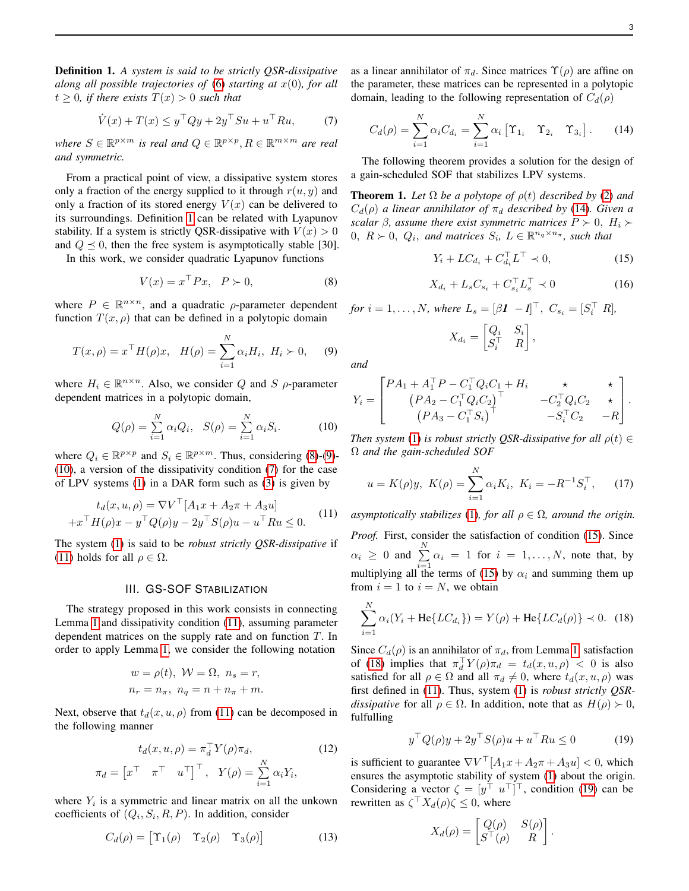**Definition 1.** *A system is said to be strictly QSR-dissipative along all possible trajectories of (6) starting at $x(0)$, for all $t \geq 0$, if there exists $T(x) > 0$ such that*

$$\dot{V}(x) + T(x) \leq y^\top Q y + 2y^\top S u + u^\top R u, \tag{7}$$

*where $S \in \mathbb{R}^{p\times m}$ is real and $Q \in \mathbb{R}^{p\times p}, R \in \mathbb{R}^{m\times m}$ are real and symmetric.*

From a practical point of view, a dissipative system stores only a fraction of the energy supplied to it through $r(u, y)$ and only a fraction of its stored energy $V(x)$ can be delivered to its surroundings. Definition 1 can be related with Lyapunov stability. If a system is strictly QSR-dissipative with $V(x) > 0$ and $Q \preceq 0$, then the free system is asymptotically stable [30].

In this work, we consider quadratic Lyapunov functions

$$V(x) = x^\top P x, \quad P \succ 0, \tag{8}$$

where $P \in \mathbb{R}^{n\times n}$, and a quadratic $\rho$-parameter dependent function $T(x, \rho)$ that can be defined in a polytopic domain

$$T(x, \rho) = x^\top H(\rho) x, \quad H(\rho) = \sum_{i=1}^{N} \alpha_i H_i, \ H_i \succ 0, \tag{9}$$

where $H_i \in \mathbb{R}^{n\times n}$. Also, we consider $Q$ and $S$ $\rho$-parameter dependent matrices in a polytopic domain,

$$Q(\rho) = \sum_{i=1}^{N} \alpha_i Q_i, \quad S(\rho) = \sum_{i=1}^{N} \alpha_i S_i. \tag{10}$$

where $Q_i \in \mathbb{R}^{p\times p}$ and $S_i \in \mathbb{R}^{p\times m}$. Thus, considering (8)-(9)-(10), a version of the dissipativity condition (7) for the case of LPV systems (1) in a DAR form such as (3) is given by

$$\begin{aligned} t_d(x, u, \rho) &= \nabla V^\top [A_1 x + A_2 \pi + A_3 u] \\ &+ x^\top H(\rho) x - y^\top Q(\rho) y - 2y^\top S(\rho) u - u^\top R u \leq 0. \end{aligned} \tag{11}$$

The system (1) is said to be *robust strictly QSR-dissipative* if (11) holds for all $\rho \in \Omega$.

## III. GS-SOF Stabilization

The strategy proposed in this work consists in connecting Lemma 1 and dissipativity condition (11), assuming parameter dependent matrices on the supply rate and on function $T$. In order to apply Lemma 1, we consider the following notation

$$w = \rho(t), \ \mathcal{W} = \Omega, \ n_s = r,$$
$$n_r = n_\pi, \ n_q = n + n_\pi + m.$$

Next, observe that $t_d(x, u, \rho)$ from (11) can be decomposed in the following manner

$$t_d(x, u, \rho) = \pi_d^\top Y(\rho) \pi_d, \tag{12}$$
$$\pi_d = \begin{bmatrix} x^\top & \pi^\top & u^\top \end{bmatrix}^\top, \quad Y(\rho) = \sum_{i=1}^{N} \alpha_i Y_i,$$

where $Y_i$ is a symmetric and linear matrix on all the unkown coefficients of $(Q_i, S_i, R, P)$. In addition, consider

$$C_d(\rho) = \begin{bmatrix} \Upsilon_1(\rho) & \Upsilon_2(\rho) & \Upsilon_3(\rho) \end{bmatrix} \tag{13}$$

as a linear annihilator of $\pi_d$. Since matrices $\Upsilon(\rho)$ are affine on the parameter, these matrices can be represented in a polytopic domain, leading to the following representation of $C_d(\rho)$

$$C_d(\rho) = \sum_{i=1}^{N} \alpha_i C_{d_i} = \sum_{i=1}^{N} \alpha_i \begin{bmatrix} \Upsilon_{1_i} & \Upsilon_{2_i} & \Upsilon_{3_i} \end{bmatrix}. \tag{14}$$

The following theorem provides a solution for the design of a gain-scheduled SOF that stabilizes LPV systems.

**Theorem 1.** *Let $\Omega$ be a polytope of $\rho(t)$ described by (2) and $C_d(\rho)$ a linear annihilator of $\pi_d$ described by (14). Given a scalar $\beta$, assume there exist symmetric matrices $P \succ 0, \ H_i \succ 0, \ R \succ 0, \ Q_i$, and matrices $S_i$, $L \in \mathbb{R}^{n_q\times n_\pi}$, such that*

$$Y_i + L C_{d_i} + C_{d_i}^\top L^\top \prec 0, \tag{15}$$

$$X_{d_i} + L_s C_{s_i} + C_{s_i}^\top L_s^\top \prec 0 \tag{16}$$

*for $i = 1, \ldots, N$, where $L_s = [\beta \boldsymbol{I} \ \ -\boldsymbol{I}]^\top$, $C_{s_i} = [S_i^\top \ R]$,*

$$X_{d_i} = \begin{bmatrix} Q_i & S_i \\ S_i^\top & R \end{bmatrix},$$

*and*

$$Y_i = \begin{bmatrix} PA_1 + A_1^\top P - C_1^\top Q_i C_1 + H_i & \star & \star \\ \left(PA_2 - C_1^\top Q_i C_2\right)^\top & -C_2^\top Q_i C_2 & \star \\ \left(PA_3 - C_1^\top S_i\right)^\top & -S_i^\top C_2 & -R \end{bmatrix}.$$

*Then system (1) is robust strictly QSR-dissipative for all $\rho(t) \in \Omega$ and the gain-scheduled SOF*

$$u = K(\rho) y, \ K(\rho) = \sum_{i=1}^{N} \alpha_i K_i, \ K_i = -R^{-1} S_i^\top, \tag{17}$$

*asymptotically stabilizes (1), for all $\rho \in \Omega$, around the origin.*

*Proof.* First, consider the satisfaction of condition (15). Since $\alpha_i \geq 0$ and $\sum_{i=1}^{N} \alpha_i = 1$ for $i = 1, \ldots, N$, note that, by multiplying all the terms of (15) by $\alpha_i$ and summing them up from $i = 1$ to $i = N$, we obtain

$$\sum_{i=1}^{N} \alpha_i (Y_i + \mathrm{He}\{L C_{d_i}\}) = Y(\rho) + \mathrm{He}\{L C_d(\rho)\} \prec 0. \tag{18}$$

Since $C_d(\rho)$ is an annihilator of $\pi_d$, from Lemma 1 satisfaction of (18) implies that $\pi_d^\top Y(\rho) \pi_d = t_d(x, u, \rho) < 0$ is also satisfied for all $\rho \in \Omega$ and all $\pi_d \neq 0$, where $t_d(x, u, \rho)$ was first defined in (11). Thus, system (1) is *robust strictly QSR-dissipative* for all $\rho \in \Omega$. In addition, note that as $H(\rho) \succ 0$, fulfilling

$$y^\top Q(\rho) y + 2y^\top S(\rho) u + u^\top R u \leq 0 \tag{19}$$

is sufficient to guarantee $\nabla V^\top [A_1 x + A_2 \pi + A_3 u] < 0$, which ensures the asymptotic stability of system (1) about the origin. Considering a vector $\zeta = [y^\top \ u^\top]^\top$, condition (19) can be rewritten as $\zeta^\top X_d(\rho) \zeta \leq 0$, where

$$X_d(\rho) = \begin{bmatrix} Q(\rho) & S(\rho) \\ S^\top(\rho) & R \end{bmatrix}.$$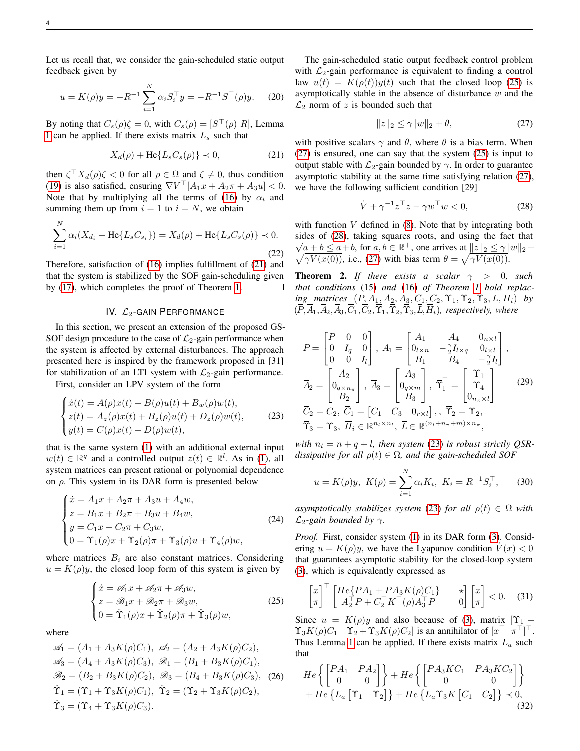Let us recall that, we consider the gain-scheduled static output feedback given by

$$u = K(\rho)y = -R^{-1}\sum_{i=1}^{N}\alpha_i S_i^\top y = -R^{-1}S^\top(\rho)y. \quad (20)$$

By noting that $C_s(\rho)\zeta = 0$, with $C_s(\rho) = [S^\top(\rho)\ R]$, Lemma 1 can be applied. If there exists matrix $L_s$ such that

$$X_d(\rho) + \text{He}\{L_s C_s(\rho)\} \prec 0, \quad (21)$$

then $\zeta^\top X_d(\rho)\zeta < 0$ for all $\rho \in \Omega$ and $\zeta \neq 0$, thus condition (19) is also satisfied, ensuring $\nabla V^\top[A_1 x + A_2\pi + A_3 u] < 0$. Note that by multiplying all the terms of (16) by $\alpha_i$ and summing them up from $i = 1$ to $i = N$, we obtain

$$\sum_{i=1}^{N}\alpha_i(X_{d_i} + \text{He}\{L_s C_{s_i}\}) = X_d(\rho) + \text{He}\{L_s C_s(\rho)\} \prec 0. \quad (22)$$

Therefore, satisfaction of (16) implies fulfillment of (21) and that the system is stabilized by the SOF gain-scheduling given by (17), which completes the proof of Theorem 1. □

## IV. $\mathcal{L}_2$-Gain Performance

In this section, we present an extension of the proposed GS-SOF design procedure to the case of $\mathcal{L}_2$-gain performance when the system is affected by external disturbances. The approach presented here is inspired by the framework proposed in [31] for stabilization of an LTI system with $\mathcal{L}_2$-gain performance.

First, consider an LPV system of the form

$$\begin{cases} \dot{x}(t) = A(\rho)x(t) + B(\rho)u(t) + B_w(\rho)w(t), \\ z(t) = A_z(\rho)x(t) + B_z(\rho)u(t) + D_z(\rho)w(t), \\ y(t) = C(\rho)x(t) + D(\rho)w(t), \end{cases} \quad (23)$$

that is the same system (1) with an additional external input $w(t) \in \mathbb{R}^q$ and a controlled output $z(t) \in \mathbb{R}^l$. As in (1), all system matrices can present rational or polynomial dependence on $\rho$. This system in its DAR form is presented below

$$\begin{cases} \dot{x} = A_1 x + A_2\pi + A_3 u + A_4 w, \\ z = B_1 x + B_2\pi + B_3 u + B_4 w, \\ y = C_1 x + C_2\pi + C_3 w, \\ 0 = \Upsilon_1(\rho)x + \Upsilon_2(\rho)\pi + \Upsilon_3(\rho)u + \Upsilon_4(\rho)w, \end{cases} \quad (24)$$

where matrices $B_i$ are also constant matrices. Considering $u = K(\rho)y$, the closed loop form of this system is given by

$$\begin{cases} \dot{x} = \mathscr{A}_1 x + \mathscr{A}_2\pi + \mathscr{A}_3 w, \\ z = \mathscr{B}_1 x + \mathscr{B}_2\pi + \mathscr{B}_3 w, \\ 0 = \hat{\Upsilon}_1(\rho)x + \hat{\Upsilon}_2(\rho)\pi + \hat{\Upsilon}_3(\rho)w, \end{cases} \quad (25)$$

where

$$\begin{aligned} &\mathscr{A}_1 = (A_1 + A_3K(\rho)C_1),\ \mathscr{A}_2 = (A_2 + A_3K(\rho)C_2), \\ &\mathscr{A}_3 = (A_4 + A_3K(\rho)C_3),\ \mathscr{B}_1 = (B_1 + B_3K(\rho)C_1), \\ &\mathscr{B}_2 = (B_2 + B_3K(\rho)C_2),\ \mathscr{B}_3 = (B_4 + B_3K(\rho)C_3), \\ &\hat{\Upsilon}_1 = (\Upsilon_1 + \Upsilon_3K(\rho)C_1),\ \hat{\Upsilon}_2 = (\Upsilon_2 + \Upsilon_3K(\rho)C_2), \\ &\hat{\Upsilon}_3 = (\Upsilon_4 + \Upsilon_3K(\rho)C_3). \end{aligned} \quad (26)$$

The gain-scheduled static output feedback control problem with $\mathcal{L}_2$-gain performance is equivalent to finding a control law $u(t) = K(\rho(t))y(t)$ such that the closed loop (25) is asymptotically stable in the absence of disturbance $w$ and the $\mathcal{L}_2$ norm of $z$ is bounded such that

$$\|z\|_2 \le \gamma\|w\|_2 + \theta, \quad (27)$$

with positive scalars $\gamma$ and $\theta$, where $\theta$ is a bias term. When (27) is ensured, one can say that the system (25) is input to output stable with $\mathcal{L}_2$-gain bounded by $\gamma$. In order to guarantee asymptotic stability at the same time satisfying relation (27), we have the following sufficient condition [29]

$$\dot{V} + \gamma^{-1}z^\top z - \gamma w^\top w < 0, \quad (28)$$

with function $V$ defined in (8). Note that by integrating both sides of (28), taking squares roots, and using the fact that $\sqrt{a+b} \le a + b$, for $a, b \in \mathbb{R}^+$, one arrives at $\|z\|_2 \le \gamma\|w\|_2 + \sqrt{\gamma V(x(0))}$, i.e., (27) with bias term $\theta = \sqrt{\gamma V(x(0))}$.

**Theorem 2.** *If there exists a scalar $\gamma > 0$, such that conditions (15) and (16) of Theorem 1 hold replacing matrices $(P, A_1, A_2, A_3, C_1, C_2, \Upsilon_1, \Upsilon_2, \Upsilon_3, L, H_i)$ by $(\overline{P}, \overline{A}_1, \overline{A}_2, \overline{A}_3, \overline{C}_1, \overline{C}_2, \overline{\Upsilon}_1, \overline{\Upsilon}_2, \overline{\Upsilon}_3, \overline{L}, \overline{H}_i)$, respectively, where*

$$\begin{aligned} &\overline{P} = \begin{bmatrix} P & 0 & 0 \\ 0 & I_q & 0 \\ 0 & 0 & I_l \end{bmatrix},\ \overline{A}_1 = \begin{bmatrix} A_1 & A_4 & 0_{n\times l} \\ 0_{l\times n} & -\frac{\gamma}{2}I_{l\times q} & 0_{l\times l} \\ B_1 & B_4 & -\frac{\gamma}{2}I_l \end{bmatrix}, \\ &\overline{A}_2 = \begin{bmatrix} A_2 \\ 0_{q\times n_\pi} \\ B_2 \end{bmatrix},\ \overline{A}_3 = \begin{bmatrix} A_3 \\ 0_{q\times m} \\ B_3 \end{bmatrix},\ \overline{\Upsilon}_1^\top = \begin{bmatrix} \Upsilon_1 \\ \Upsilon_4 \\ 0_{n_\pi\times l} \end{bmatrix} \\ &\overline{C}_2 = C_2,\ \overline{C}_1 = \begin{bmatrix} C_1 & C_3 & 0_{r\times l} \end{bmatrix},,\ \overline{\Upsilon}_2 = \Upsilon_2, \\ &\overline{\Upsilon}_3 = \Upsilon_3,\ \overline{H}_i \in \mathbb{R}^{n_l\times n_l},\ \overline{L} \in \mathbb{R}^{(n_l+n_\pi+m)\times n_\pi}, \end{aligned} \quad (29)$$

*with $n_l = n + q + l$, then system (23) is robust strictly QSR-dissipative for all $\rho(t) \in \Omega$, and the gain-scheduled SOF*

$$u = K(\rho)y,\ K(\rho) = \sum_{i=1}^{N}\alpha_i K_i,\ K_i = R^{-1}S_i^\top, \quad (30)$$

*asymptotically stabilizes system (23) for all $\rho(t) \in \Omega$ with $\mathcal{L}_2$-gain bounded by $\gamma$.*

*Proof.* First, consider system (1) in its DAR form (3). Considering $u = K(\rho)y$, we have the Lyapunov condition $\dot{V}(x) < 0$ that guarantees asymptotic stability for the closed-loop system (3), which is equivalently expressed as

$$\begin{bmatrix} x \\ \pi \end{bmatrix}^\top \begin{bmatrix} He\{PA_1 + PA_3K(\rho)C_1\} & \star \\ A_2^\top P + C_2^\top K^\top(\rho)A_3^\top P & 0 \end{bmatrix} \begin{bmatrix} x \\ \pi \end{bmatrix} < 0. \quad (31)$$

Since $u = K(\rho)y$ and also because of (3), matrix $[\Upsilon_1 + \Upsilon_3K(\rho)C_1\ \ \Upsilon_2 + \Upsilon_3K(\rho)C_2]$ is an annihilator of $[x^\top\ \ \pi^\top]^\top$. Thus Lemma 1 can be applied. If there exists matrix $L_a$ such that

$$\begin{aligned} &He\left\{\begin{bmatrix} PA_1 & PA_2 \\ 0 & 0 \end{bmatrix}\right\} + He\left\{\begin{bmatrix} PA_3KC_1 & PA_3KC_2 \\ 0 & 0 \end{bmatrix}\right\} \\ &+ He\left\{L_a\begin{bmatrix} \Upsilon_1 & \Upsilon_2 \end{bmatrix}\right\} + He\left\{L_a\Upsilon_3K\begin{bmatrix} C_1 & C_2 \end{bmatrix}\right\} \prec 0, \end{aligned} \quad (32)$$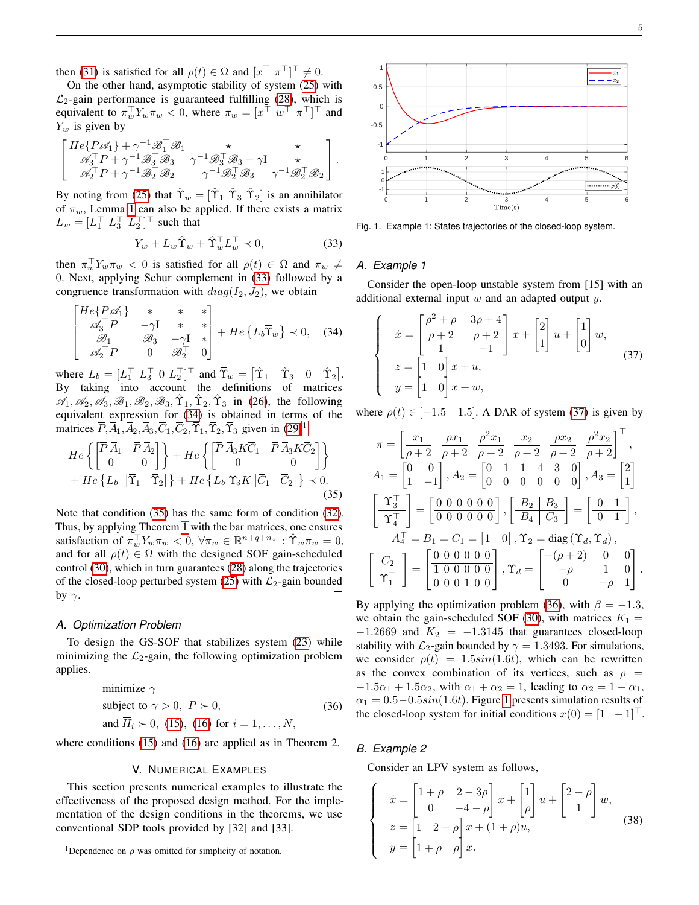then (31) is satisfied for all $\rho(t) \in \Omega$ and $[x^\top \ \pi^\top]^\top \neq 0$.

On the other hand, asymptotic stability of system (25) with $\mathcal{L}_2$-gain performance is guaranteed fulfilling (28), which is equivalent to $\pi_w^\top Y_w \pi_w < 0$, where $\pi_w = [x^\top \ w^\top \ \pi^\top]^\top$ and $Y_w$ is given by

$$\begin{bmatrix} He\{P\mathscr{A}_1\} + \gamma^{-1}\mathscr{B}_1^\top \mathscr{B}_1 & \star & \star \\ \mathscr{A}_3^\top P + \gamma^{-1}\mathscr{B}_3^\top \mathscr{B}_3 & \gamma^{-1}\mathscr{B}_3^\top \mathscr{B}_3 - \gamma I & \star \\ \mathscr{A}_2^\top P + \gamma^{-1}\mathscr{B}_2^\top \mathscr{B}_2 & \gamma^{-1}\mathscr{B}_2^\top \mathscr{B}_3 & \gamma^{-1}\mathscr{B}_2^\top \mathscr{B}_2 \end{bmatrix}.$$

By noting from (25) that $\hat{\Upsilon}_w = [\hat{\Upsilon}_1 \ \hat{\Upsilon}_3 \ \hat{\Upsilon}_2]$ is an annihilator of $\pi_w$, Lemma 1 can also be applied. If there exists a matrix $L_w = [L_1^\top \ L_3^\top \ L_2^\top]^\top$ such that

$$Y_w + L_w \hat{\Upsilon}_w + \hat{\Upsilon}_w^\top L_w^\top \prec 0, \tag{33}$$

then $\pi_w^\top Y_w \pi_w < 0$ is satisfied for all $\rho(t) \in \Omega$ and $\pi_w \neq 0$. Next, applying Schur complement in (33) followed by a congruence transformation with $diag(I_2, J_2)$, we obtain

$$\begin{bmatrix} He\{P\mathscr{A}_1\} & * & * & * \\ \mathscr{A}_3^\top P & -\gamma I & * & * \\ \mathscr{B}_1 & \mathscr{B}_3 & -\gamma I & * \\ \mathscr{A}_2^\top P & 0 & \mathscr{B}_2^\top & 0 \end{bmatrix} + He\left\{L_b \overline{\Upsilon}_w\right\} \prec 0, \tag{34}$$

where $L_b = [L_1^\top \ L_3^\top \ 0 \ L_2^\top]^\top$ and $\overline{\Upsilon}_w = \left[\hat{\Upsilon}_1 \ \ \hat{\Upsilon}_3 \ \ 0 \ \ \hat{\Upsilon}_2\right]$. By taking into account the definitions of matrices $\mathscr{A}_1, \mathscr{A}_2, \mathscr{A}_3, \mathscr{B}_1, \mathscr{B}_2, \mathscr{B}_3, \hat{\Upsilon}_1, \hat{\Upsilon}_2, \hat{\Upsilon}_3$ in (26), the following equivalent expression for (34) is obtained in terms of the matrices $\overline{P}, \overline{A}_1, \overline{A}_2, \overline{A}_3, \overline{C}_1, \overline{C}_2, \overline{\Upsilon}_1, \overline{\Upsilon}_2, \overline{\Upsilon}_3$ given in (29)[1]

$$He\left\{\begin{bmatrix} \overline{P}\,\overline{A}_1 & \overline{P}\,\overline{A}_2 \\ 0 & 0 \end{bmatrix}\right\} + He\left\{\begin{bmatrix} \overline{P}\,\overline{A}_3 K \overline{C}_1 & \overline{P}\,\overline{A}_3 K \overline{C}_2 \\ 0 & 0 \end{bmatrix}\right\}$$
$$+ He\left\{L_b \ [\overline{\Upsilon}_1 \ \ \overline{\Upsilon}_2]\right\} + He\left\{L_b \ \overline{\Upsilon}_3 K \ [\overline{C}_1 \ \ \overline{C}_2]\right\} \prec 0. \tag{35}$$

Note that condition (35) has the same form of condition (32). Thus, by applying Theorem 1 with the bar matrices, one ensures satisfaction of $\pi_w^\top Y_w \pi_w < 0$, $\forall \pi_w \in \mathbb{R}^{n+q+n_\pi} : \hat{\Upsilon}_w \pi_w = 0$, and for all $\rho(t) \in \Omega$ with the designed SOF gain-scheduled control (30), which in turn guarantees (28) along the trajectories of the closed-loop perturbed system (25) with $\mathcal{L}_2$-gain bounded by $\gamma$. $\square$

### A. Optimization Problem

To design the GS-SOF that stabilizes system (23) while minimizing the $\mathcal{L}_2$-gain, the following optimization problem applies.

$$\begin{aligned} &\text{minimize } \gamma \\ &\text{subject to } \gamma > 0, \ P \succ 0, \\ &\text{and } \overline{H}_i \succ 0, \ (15), \ (16) \text{ for } i = 1, \ldots, N, \end{aligned} \tag{36}$$

where conditions (15) and (16) are applied as in Theorem 2.

## V. Numerical Examples

This section presents numerical examples to illustrate the effectiveness of the proposed design method. For the implementation of the design conditions in the theorems, we use conventional SDP tools provided by [32] and [33].

[1]Dependence on $\rho$ was omitted for simplicity of notation.

Fig. 1. Example 1: States trajectories of the closed-loop system.

### A. Example 1

Consider the open-loop unstable system from [15] with an additional external input $w$ and an adapted output $y$.

$$\begin{cases} \dot{x} = \begin{bmatrix} \dfrac{\rho^2 + \rho}{\rho + 2} & \dfrac{3\rho + 4}{\rho + 2} \\ 1 & -1 \end{bmatrix} x + \begin{bmatrix} 2 \\ 1 \end{bmatrix} u + \begin{bmatrix} 1 \\ 0 \end{bmatrix} w, \\ z = \begin{bmatrix} 1 & 0 \end{bmatrix} x + u, \\ y = \begin{bmatrix} 1 & 0 \end{bmatrix} x + w, \end{cases} \tag{37}$$

where $\rho(t) \in [-1.5 \quad 1.5]$. A DAR of system (37) is given by

$$\pi = \begin{bmatrix} \dfrac{x_1}{\rho+2} & \dfrac{\rho x_1}{\rho+2} & \dfrac{\rho^2 x_1}{\rho+2} & \dfrac{x_2}{\rho+2} & \dfrac{\rho x_2}{\rho+2} & \dfrac{\rho^2 x_2}{\rho+2} \end{bmatrix}^\top,$$

$$A_1 = \begin{bmatrix} 0 & 0 \\ 1 & -1 \end{bmatrix}, A_2 = \begin{bmatrix} 0 & 1 & 1 & 4 & 3 & 0 \\ 0 & 0 & 0 & 0 & 0 & 0 \end{bmatrix}, A_3 = \begin{bmatrix} 2 \\ 1 \end{bmatrix}$$

$$\left[\begin{array}{c} \Upsilon_3^\top \\ \hline \Upsilon_4^\top \end{array}\right] = \begin{bmatrix} 0 & 0 & 0 & 0 & 0 & 0 \\ 0 & 0 & 0 & 0 & 0 & 0 \end{bmatrix}, \left[\begin{array}{c|c} B_2 & B_3 \\ \hline B_4 & C_3 \end{array}\right] = \left[\begin{array}{c|c} 0 & 1 \\ \hline 0 & 1 \end{array}\right],$$

$$A_4^\top = B_1 = C_1 = \begin{bmatrix} 1 & 0 \end{bmatrix}, \Upsilon_2 = \text{diag}\left(\Upsilon_d, \Upsilon_d\right),$$

$$\left[\begin{array}{c} C_2 \\ \hline \Upsilon_1^\top \end{array}\right] = \left[\begin{array}{c} 0\,0\,0\,0\,0\,0 \\ \hline 1\,0\,0\,0\,0\,0 \\ 0\,0\,0\,1\,0\,0 \end{array}\right], \Upsilon_d = \begin{bmatrix} -(\rho+2) & 0 & 0 \\ -\rho & 1 & 0 \\ 0 & -\rho & 1 \end{bmatrix}.$$

By applying the optimization problem (36), with $\beta = -1.3$, we obtain the gain-scheduled SOF (30), with matrices $K_1 = -1.2669$ and $K_2 = -1.3145$ that guarantees closed-loop stability with $\mathcal{L}_2$-gain bounded by $\gamma = 1.3493$. For simulations, we consider $\rho(t) = 1.5sin(1.6t)$, which can be rewritten as the convex combination of its vertices, such as $\rho = -1.5\alpha_1 + 1.5\alpha_2$, with $\alpha_1 + \alpha_2 = 1$, leading to $\alpha_2 = 1 - \alpha_1$, $\alpha_1 = 0.5 - 0.5sin(1.6t)$. Figure 1 presents simulation results of the closed-loop system for initial conditions $x(0) = [1 \quad -1]^\top$.

### B. Example 2

Consider an LPV system as follows,

$$\begin{cases} \dot{x} = \begin{bmatrix} 1+\rho & 2-3\rho \\ 0 & -4-\rho \end{bmatrix} x + \begin{bmatrix} 1 \\ \rho \end{bmatrix} u + \begin{bmatrix} 2-\rho \\ 1 \end{bmatrix} w, \\ z = \begin{bmatrix} 1 & 2-\rho \end{bmatrix} x + (1+\rho)u, \\ y = \begin{bmatrix} 1+\rho & \rho \end{bmatrix} x. \end{cases} \tag{38}$$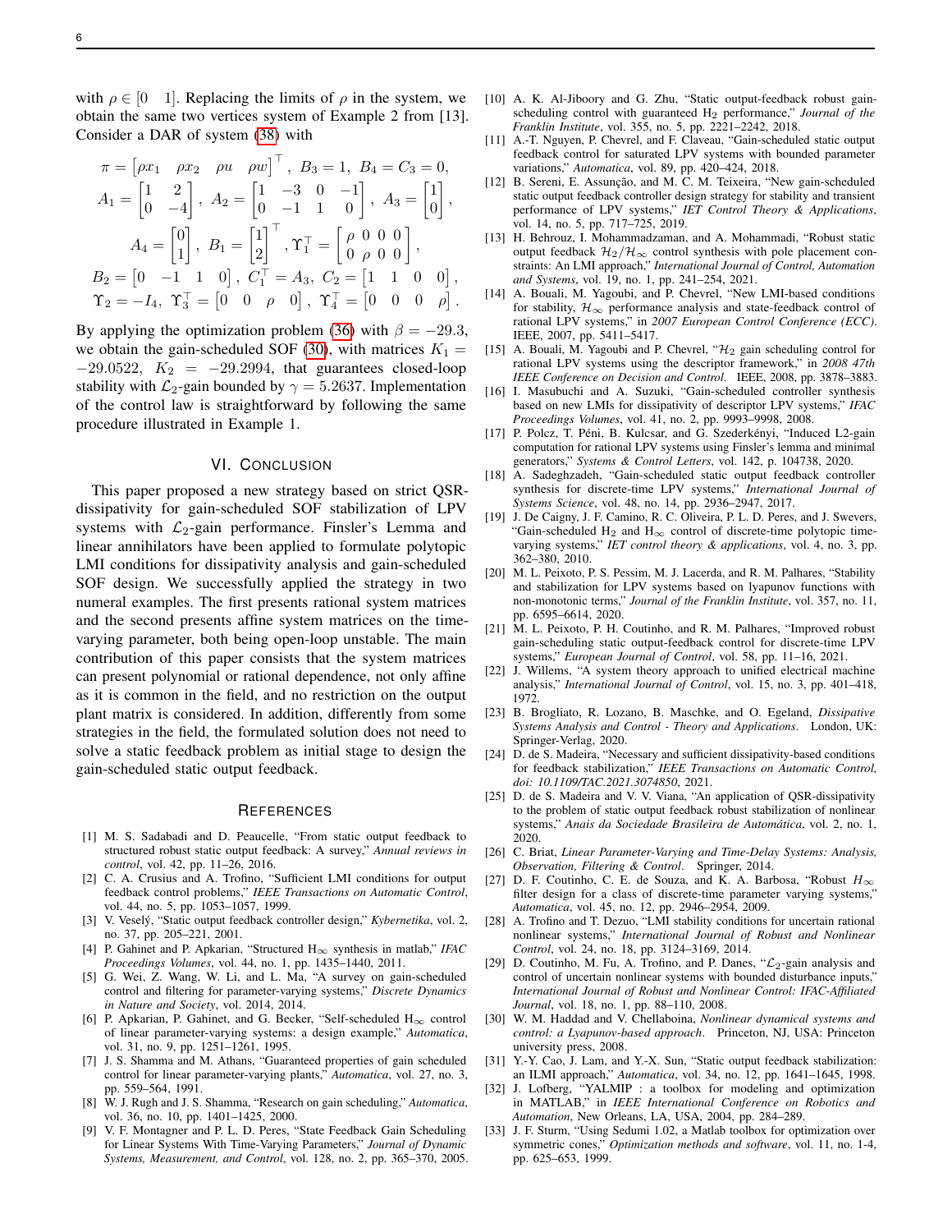with $\rho \in [0 \quad 1]$. Replacing the limits of $\rho$ in the system, we obtain the same two vertices system of Example 2 from [13]. Consider a DAR of system (38) with

$$
\begin{gathered}
\pi = \begin{bmatrix} \rho x_1 & \rho x_2 & \rho u & \rho w \end{bmatrix}^\top, \; B_3 = 1, \; B_4 = C_3 = 0, \\
A_1 = \begin{bmatrix} 1 & 2 \\ 0 & -4 \end{bmatrix}, \; A_2 = \begin{bmatrix} 1 & -3 & 0 & -1 \\ 0 & -1 & 1 & 0 \end{bmatrix}, \; A_3 = \begin{bmatrix} 1 \\ 0 \end{bmatrix}, \\
A_4 = \begin{bmatrix} 0 \\ 1 \end{bmatrix}, \; B_1 = \begin{bmatrix} 1 \\ 2 \end{bmatrix}^\top, \Upsilon_1^\top = \begin{bmatrix} \rho & 0 & 0 & 0 \\ 0 & \rho & 0 & 0 \end{bmatrix}, \\
B_2 = \begin{bmatrix} 0 & -1 & 1 & 0 \end{bmatrix}, \; C_1^\top = A_3, \; C_2 = \begin{bmatrix} 1 & 1 & 0 & 0 \end{bmatrix}, \\
\Upsilon_2 = -I_4, \; \Upsilon_3^\top = \begin{bmatrix} 0 & 0 & \rho & 0 \end{bmatrix}, \; \Upsilon_4^\top = \begin{bmatrix} 0 & 0 & 0 & \rho \end{bmatrix}.
\end{gathered}
$$

By applying the optimization problem (36) with $\beta = -29.3$, we obtain the gain-scheduled SOF (30), with matrices $K_1 = -29.0522$, $K_2 = -29.2994$, that guarantees closed-loop stability with $\mathcal{L}_2$-gain bounded by $\gamma = 5.2637$. Implementation of the control law is straightforward by following the same procedure illustrated in Example 1.

## VI. Conclusion

This paper proposed a new strategy based on strict QSR-dissipativity for gain-scheduled SOF stabilization of LPV systems with $\mathcal{L}_2$-gain performance. Finsler's Lemma and linear annihilators have been applied to formulate polytopic LMI conditions for dissipativity analysis and gain-scheduled SOF design. We successfully applied the strategy in two numeral examples. The first presents rational system matrices and the second presents affine system matrices on the time-varying parameter, both being open-loop unstable. The main contribution of this paper consists that the system matrices can present polynomial or rational dependence, not only affine as it is common in the field, and no restriction on the output plant matrix is considered. In addition, differently from some strategies in the field, the formulated solution does not need to solve a static feedback problem as initial stage to design the gain-scheduled static output feedback.

## References

[1] M. S. Sadabadi and D. Peaucelle, "From static output feedback to structured robust static output feedback: A survey," *Annual reviews in control*, vol. 42, pp. 11–26, 2016.

[2] C. A. Crusius and A. Trofino, "Sufficient LMI conditions for output feedback control problems," *IEEE Transactions on Automatic Control*, vol. 44, no. 5, pp. 1053–1057, 1999.

[3] V. Veselý, "Static output feedback controller design," *Kybernetika*, vol. 2, no. 37, pp. 205–221, 2001.

[4] P. Gahinet and P. Apkarian, "Structured H$_\infty$ synthesis in matlab," *IFAC Proceedings Volumes*, vol. 44, no. 1, pp. 1435–1440, 2011.

[5] G. Wei, Z. Wang, W. Li, and L. Ma, "A survey on gain-scheduled control and filtering for parameter-varying systems," *Discrete Dynamics in Nature and Society*, vol. 2014, 2014.

[6] P. Apkarian, P. Gahinet, and G. Becker, "Self-scheduled H$_\infty$ control of linear parameter-varying systems: a design example," *Automatica*, vol. 31, no. 9, pp. 1251–1261, 1995.

[7] J. S. Shamma and M. Athans, "Guaranteed properties of gain scheduled control for linear parameter-varying plants," *Automatica*, vol. 27, no. 3, pp. 559–564, 1991.

[8] W. J. Rugh and J. S. Shamma, "Research on gain scheduling," *Automatica*, vol. 36, no. 10, pp. 1401–1425, 2000.

[9] V. F. Montagner and P. L. D. Peres, "State Feedback Gain Scheduling for Linear Systems With Time-Varying Parameters," *Journal of Dynamic Systems, Measurement, and Control*, vol. 128, no. 2, pp. 365–370, 2005.

[10] A. K. Al-Jiboory and G. Zhu, "Static output-feedback robust gain-scheduling control with guaranteed H$_2$ performance," *Journal of the Franklin Institute*, vol. 355, no. 5, pp. 2221–2242, 2018.

[11] A.-T. Nguyen, P. Chevrel, and F. Claveau, "Gain-scheduled static output feedback control for saturated LPV systems with bounded parameter variations," *Automatica*, vol. 89, pp. 420–424, 2018.

[12] B. Sereni, E. Assunção, and M. C. M. Teixeira, "New gain-scheduled static output feedback controller design strategy for stability and transient performance of LPV systems," *IET Control Theory & Applications*, vol. 14, no. 5, pp. 717–725, 2019.

[13] H. Behrouz, I. Mohammadzaman, and A. Mohammadi, "Robust static output feedback $\mathcal{H}_2/\mathcal{H}_\infty$ control synthesis with pole placement constraints: An LMI approach," *International Journal of Control, Automation and Systems*, vol. 19, no. 1, pp. 241–254, 2021.

[14] A. Bouali, M. Yagoubi, and P. Chevrel, "New LMI-based conditions for stability, $\mathcal{H}_\infty$ performance analysis and state-feedback control of rational LPV systems," in *2007 European Control Conference (ECC)*. IEEE, 2007, pp. 5411–5417.

[15] A. Bouali, M. Yagoubi and P. Chevrel, "$\mathcal{H}_2$ gain scheduling control for rational LPV systems using the descriptor framework," in *2008 47th IEEE Conference on Decision and Control*. IEEE, 2008, pp. 3878–3883.

[16] I. Masubuchi and A. Suzuki, "Gain-scheduled controller synthesis based on new LMIs for dissipativity of descriptor LPV systems," *IFAC Proceedings Volumes*, vol. 41, no. 2, pp. 9993–9998, 2008.

[17] P. Polcz, T. Péni, B. Kulcsar, and G. Szederkényi, "Induced L2-gain computation for rational LPV systems using Finsler's lemma and minimal generators," *Systems & Control Letters*, vol. 142, p. 104738, 2020.

[18] A. Sadeghzadeh, "Gain-scheduled static output feedback controller synthesis for discrete-time LPV systems," *International Journal of Systems Science*, vol. 48, no. 14, pp. 2936–2947, 2017.

[19] J. De Caigny, J. F. Camino, R. C. Oliveira, P. L. D. Peres, and J. Swevers, "Gain-scheduled H$_2$ and H$_\infty$ control of discrete-time polytopic time-varying systems," *IET control theory & applications*, vol. 4, no. 3, pp. 362–380, 2010.

[20] M. L. Peixoto, P. S. Pessim, M. J. Lacerda, and R. M. Palhares, "Stability and stabilization for LPV systems based on lyapunov functions with non-monotonic terms," *Journal of the Franklin Institute*, vol. 357, no. 11, pp. 6595–6614, 2020.

[21] M. L. Peixoto, P. H. Coutinho, and R. M. Palhares, "Improved robust gain-scheduling static output-feedback control for discrete-time LPV systems," *European Journal of Control*, vol. 58, pp. 11–16, 2021.

[22] J. Willems, "A system theory approach to unified electrical machine analysis," *International Journal of Control*, vol. 15, no. 3, pp. 401–418, 1972.

[23] B. Brogliato, R. Lozano, B. Maschke, and O. Egeland, *Dissipative Systems Analysis and Control - Theory and Applications*. London, UK: Springer-Verlag, 2020.

[24] D. de S. Madeira, "Necessary and sufficient dissipativity-based conditions for feedback stabilization," *IEEE Transactions on Automatic Control, doi: 10.1109/TAC.2021.3074850*, 2021.

[25] D. de S. Madeira and V. V. Viana, "An application of QSR-dissipativity to the problem of static output feedback robust stabilization of nonlinear systems," *Anais da Sociedade Brasileira de Automática*, vol. 2, no. 1, 2020.

[26] C. Briat, *Linear Parameter-Varying and Time-Delay Systems: Analysis, Observation, Filtering & Control*. Springer, 2014.

[27] D. F. Coutinho, C. E. de Souza, and K. A. Barbosa, "Robust $H_\infty$ filter design for a class of discrete-time parameter varying systems," *Automatica*, vol. 45, no. 12, pp. 2946–2954, 2009.

[28] A. Trofino and T. Dezuo, "LMI stability conditions for uncertain rational nonlinear systems," *International Journal of Robust and Nonlinear Control*, vol. 24, no. 18, pp. 3124–3169, 2014.

[29] D. Coutinho, M. Fu, A. Trofino, and P. Danes, "$\mathcal{L}_2$-gain analysis and control of uncertain nonlinear systems with bounded disturbance inputs," *International Journal of Robust and Nonlinear Control: IFAC-Affiliated Journal*, vol. 18, no. 1, pp. 88–110, 2008.

[30] W. M. Haddad and V. Chellaboina, *Nonlinear dynamical systems and control: a Lyapunov-based approach*. Princeton, NJ, USA: Princeton university press, 2008.

[31] Y.-Y. Cao, J. Lam, and Y.-X. Sun, "Static output feedback stabilization: an ILMI approach," *Automatica*, vol. 34, no. 12, pp. 1641–1645, 1998.

[32] J. Lofberg, "YALMIP : a toolbox for modeling and optimization in MATLAB," in *IEEE International Conference on Robotics and Automation*, New Orleans, LA, USA, 2004, pp. 284–289.

[33] J. F. Sturm, "Using Sedumi 1.02, a Matlab toolbox for optimization over symmetric cones," *Optimization methods and software*, vol. 11, no. 1-4, pp. 625–653, 1999.